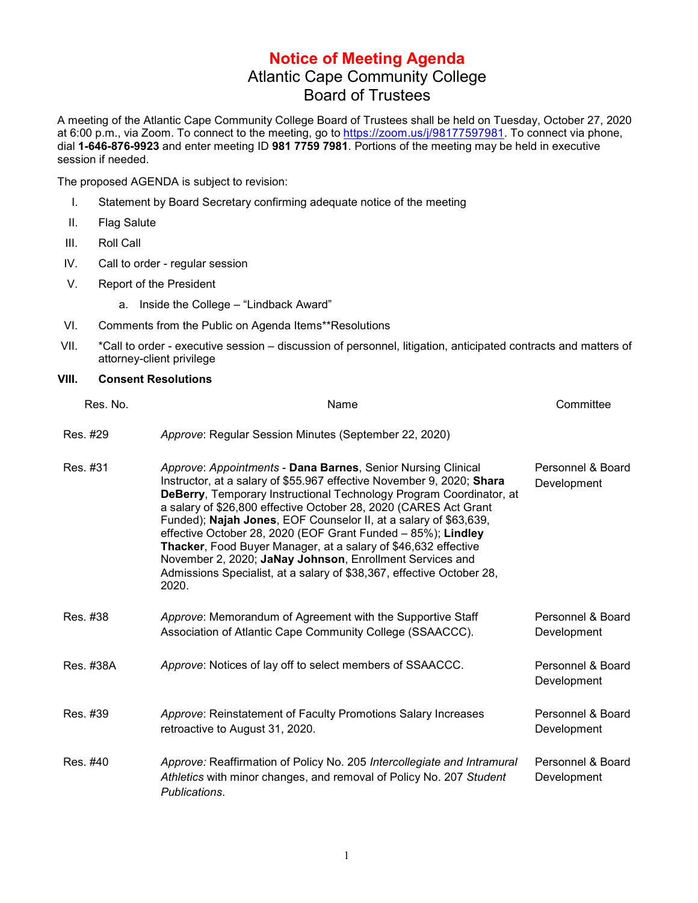# Notice of Meeting Agenda

## Atlantic Cape Community College
## Board of Trustees

A meeting of the Atlantic Cape Community College Board of Trustees shall be held on Tuesday, October 27, 2020 at 6:00 p.m., via Zoom. To connect to the meeting, go to https://zoom.us/j/98177597981. To connect via phone, dial **1-646-876-9923** and enter meeting ID **981 7759 7981**. Portions of the meeting may be held in executive session if needed.

The proposed AGENDA is subject to revision:

I. Statement by Board Secretary confirming adequate notice of the meeting

II. Flag Salute

III. Roll Call

IV. Call to order - regular session

V. Report of the President

   a. Inside the College – "Lindback Award"

VI. Comments from the Public on Agenda Items**Resolutions

VII. *Call to order - executive session – discussion of personnel, litigation, anticipated contracts and matters of attorney-client privilege

**VIII. Consent Resolutions**

| Res. No. | Name | Committee |
|---|---|---|
| Res. #29 | *Approve*: Regular Session Minutes (September 22, 2020) | |
| Res. #31 | *Approve*: *Appointments* - **Dana Barnes**, Senior Nursing Clinical Instructor, at a salary of $55.967 effective November 9, 2020; **Shara DeBerry**, Temporary Instructional Technology Program Coordinator, at a salary of $26,800 effective October 28, 2020 (CARES Act Grant Funded); **Najah Jones**, EOF Counselor II, at a salary of $63,639, effective October 28, 2020 (EOF Grant Funded – 85%); **Lindley Thacker**, Food Buyer Manager, at a salary of $46,632 effective November 2, 2020; **JaNay Johnson**, Enrollment Services and Admissions Specialist, at a salary of $38,367, effective October 28, 2020. | Personnel & Board Development |
| Res. #38 | *Approve*: Memorandum of Agreement with the Supportive Staff Association of Atlantic Cape Community College (SSAACCC). | Personnel & Board Development |
| Res. #38A | *Approve*: Notices of lay off to select members of SSAACCC. | Personnel & Board Development |
| Res. #39 | *Approve*: Reinstatement of Faculty Promotions Salary Increases retroactive to August 31, 2020. | Personnel & Board Development |
| Res. #40 | *Approve:* Reaffirmation of Policy No. 205 *Intercollegiate and Intramural Athletics* with minor changes, and removal of Policy No. 207 *Student Publications*. | Personnel & Board Development |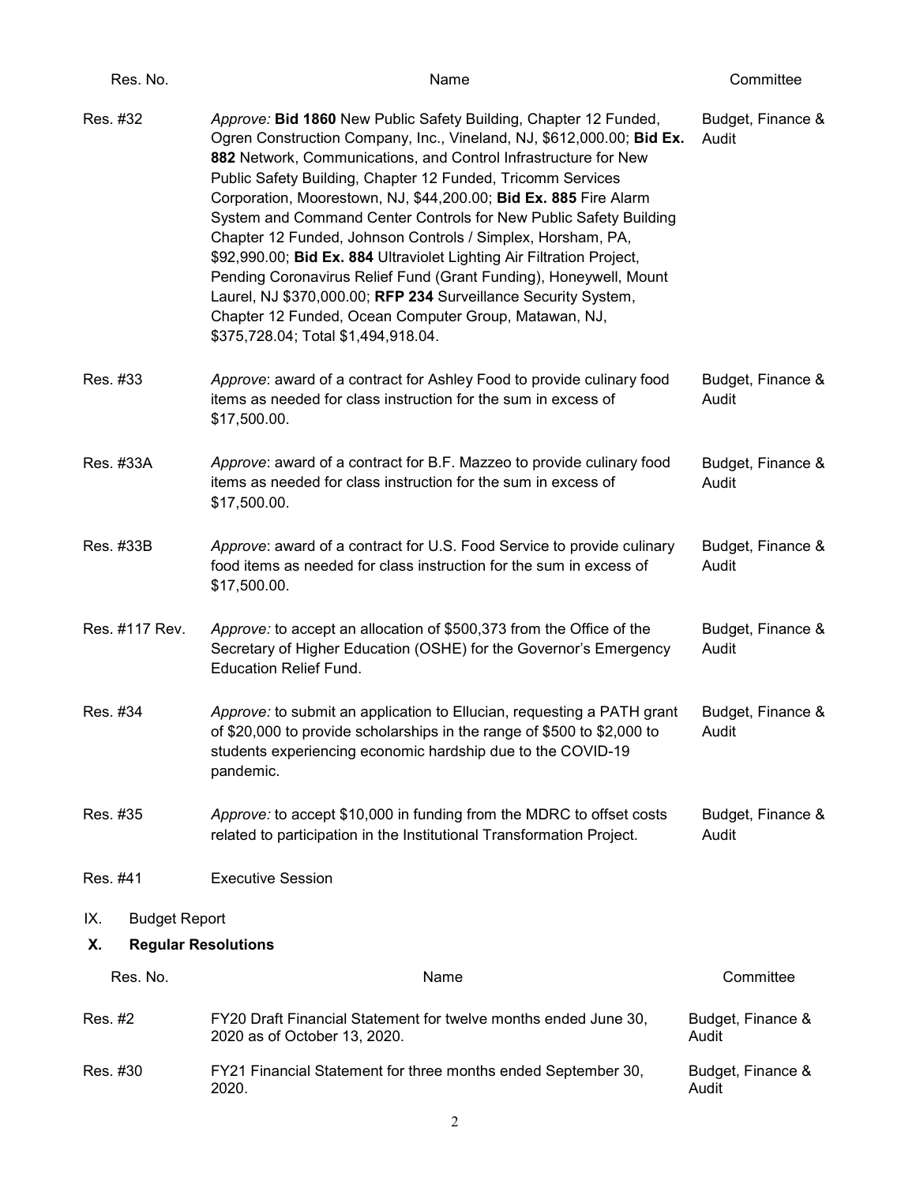| Res. No. | Name | Committee |
|---|---|---|
| Res. #32 | *Approve:* **Bid 1860** New Public Safety Building, Chapter 12 Funded, Ogren Construction Company, Inc., Vineland, NJ, $612,000.00; **Bid Ex. 882** Network, Communications, and Control Infrastructure for New Public Safety Building, Chapter 12 Funded, Tricomm Services Corporation, Moorestown, NJ, $44,200.00; **Bid Ex. 885** Fire Alarm System and Command Center Controls for New Public Safety Building Chapter 12 Funded, Johnson Controls / Simplex, Horsham, PA, $92,990.00; **Bid Ex. 884** Ultraviolet Lighting Air Filtration Project, Pending Coronavirus Relief Fund (Grant Funding), Honeywell, Mount Laurel, NJ $370,000.00; **RFP 234** Surveillance Security System, Chapter 12 Funded, Ocean Computer Group, Matawan, NJ, $375,728.04; Total $1,494,918.04. | Budget, Finance & Audit |
| Res. #33 | *Approve*: award of a contract for Ashley Food to provide culinary food items as needed for class instruction for the sum in excess of $17,500.00. | Budget, Finance & Audit |
| Res. #33A | *Approve*: award of a contract for B.F. Mazzeo to provide culinary food items as needed for class instruction for the sum in excess of $17,500.00. | Budget, Finance & Audit |
| Res. #33B | *Approve*: award of a contract for U.S. Food Service to provide culinary food items as needed for class instruction for the sum in excess of $17,500.00. | Budget, Finance & Audit |
| Res. #117 Rev. | *Approve:* to accept an allocation of $500,373 from the Office of the Secretary of Higher Education (OSHE) for the Governor's Emergency Education Relief Fund. | Budget, Finance & Audit |
| Res. #34 | *Approve:* to submit an application to Ellucian, requesting a PATH grant of $20,000 to provide scholarships in the range of $500 to $2,000 to students experiencing economic hardship due to the COVID-19 pandemic. | Budget, Finance & Audit |
| Res. #35 | *Approve:* to accept $10,000 in funding from the MDRC to offset costs related to participation in the Institutional Transformation Project. | Budget, Finance & Audit |
| Res. #41 | Executive Session | |

IX. Budget Report

## X. Regular Resolutions

| Res. No. | Name | Committee |
|---|---|---|
| Res. #2 | FY20 Draft Financial Statement for twelve months ended June 30, 2020 as of October 13, 2020. | Budget, Finance & Audit |
| Res. #30 | FY21 Financial Statement for three months ended September 30, 2020. | Budget, Finance & Audit |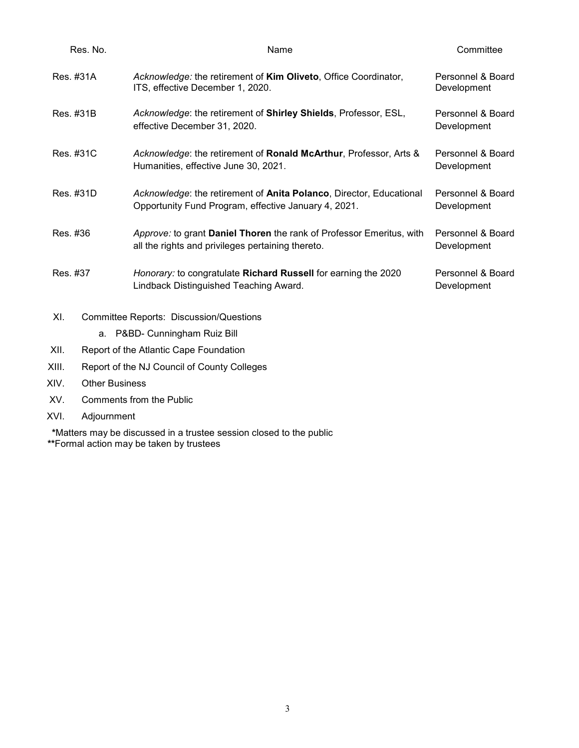| Res. No. | Name | Committee |
|---|---|---|
| Res. #31A | *Acknowledge:* the retirement of **Kim Oliveto**, Office Coordinator, ITS, effective December 1, 2020. | Personnel & Board Development |
| Res. #31B | *Acknowledge*: the retirement of **Shirley Shields**, Professor, ESL, effective December 31, 2020. | Personnel & Board Development |
| Res. #31C | *Acknowledge*: the retirement of **Ronald McArthur**, Professor, Arts & Humanities, effective June 30, 2021. | Personnel & Board Development |
| Res. #31D | *Acknowledge*: the retirement of **Anita Polanco**, Director, Educational Opportunity Fund Program, effective January 4, 2021. | Personnel & Board Development |
| Res. #36 | *Approve:* to grant **Daniel Thoren** the rank of Professor Emeritus, with all the rights and privileges pertaining thereto. | Personnel & Board Development |
| Res. #37 | *Honorary:* to congratulate **Richard Russell** for earning the 2020 Lindback Distinguished Teaching Award. | Personnel & Board Development |

XI. Committee Reports: Discussion/Questions

  a. P&BD- Cunningham Ruiz Bill

XII. Report of the Atlantic Cape Foundation

XIII. Report of the NJ Council of County Colleges

XIV. Other Business

XV. Comments from the Public

XVI. Adjournment

*Matters may be discussed in a trustee session closed to the public
**Formal action may be taken by trustees